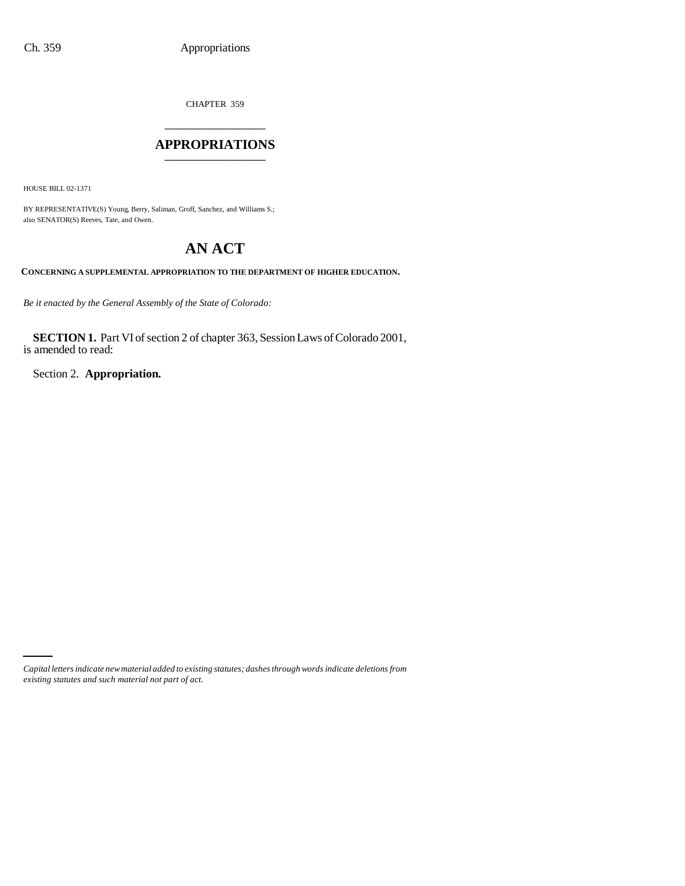CHAPTER 359

# APPROPRIATIONS

HOUSE BILL 02-1371

BY REPRESENTATIVE(S) Young, Berry, Saliman, Groff, Sanchez, and Williams S.;
also SENATOR(S) Reeves, Tate, and Owen.

# AN ACT

**CONCERNING A SUPPLEMENTAL APPROPRIATION TO THE DEPARTMENT OF HIGHER EDUCATION.**

*Be it enacted by the General Assembly of the State of Colorado:*

**SECTION 1.** Part VI of section 2 of chapter 363, Session Laws of Colorado 2001, is amended to read:

Section 2. **Appropriation.**

*Capital letters indicate new material added to existing statutes; dashes through words indicate deletions from existing statutes and such material not part of act.*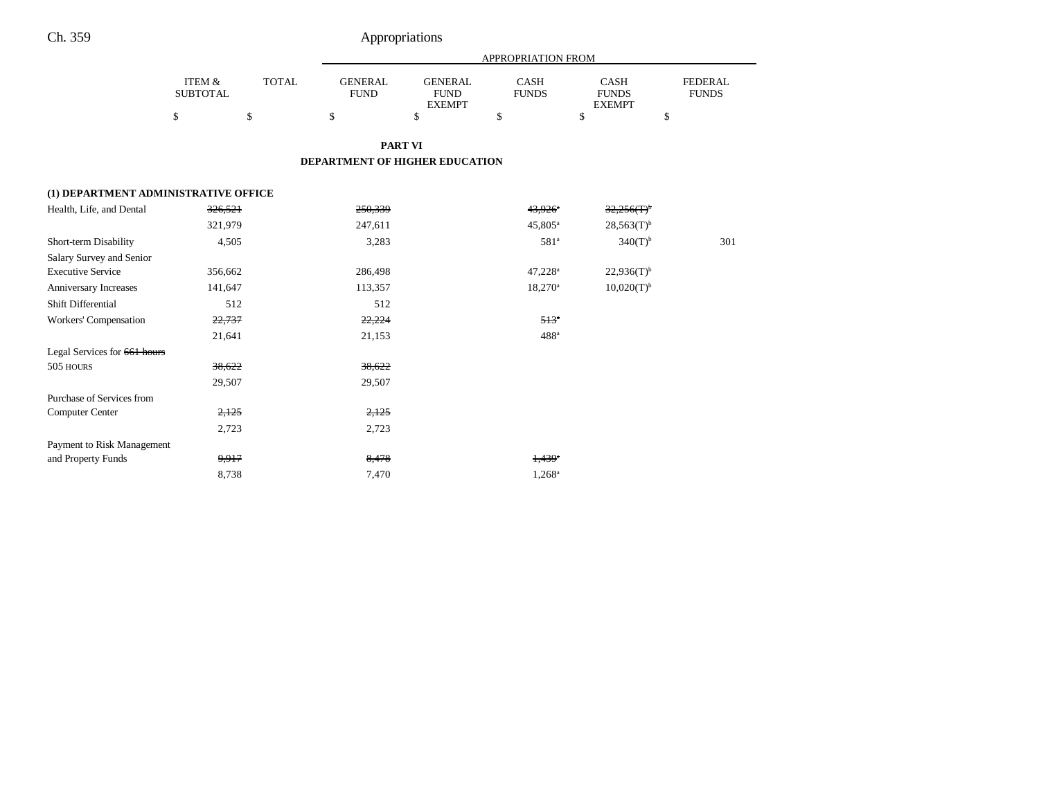## PART VI

## DEPARTMENT OF HIGHER EDUCATION

| | ITEM & SUBTOTAL | TOTAL | GENERAL FUND | GENERAL FUND EXEMPT | CASH FUNDS | CASH FUNDS EXEMPT | FEDERAL FUNDS |
|---|---|---|---|---|---|---|---|
| | $ | $ | $ | $ | $ | $ | $ |
| **(1) DEPARTMENT ADMINISTRATIVE OFFICE** | | | | | | | |
| Health, Life, and Dental | ~~326,521~~ | | ~~250,339~~ | | ~~43,926~~[a] | ~~32,256(T)~~[b] | |
| | 321,979 | | 247,611 | | 45,805[a] | 28,563(T)[b] | |
| Short-term Disability | 4,505 | | 3,283 | | 581[a] | 340(T)[b] | 301 |
| Salary Survey and Senior Executive Service | 356,662 | | 286,498 | | 47,228[a] | 22,936(T)[b] | |
| Anniversary Increases | 141,647 | | 113,357 | | 18,270[a] | 10,020(T)[b] | |
| Shift Differential | 512 | | 512 | | | | |
| Workers' Compensation | ~~22,737~~ | | ~~22,224~~ | | ~~513~~[a] | | |
| | 21,641 | | 21,153 | | 488[a] | | |
| Legal Services for ~~661 hours~~ 505 HOURS | ~~38,622~~ | | ~~38,622~~ | | | | |
| | 29,507 | | 29,507 | | | | |
| Purchase of Services from Computer Center | ~~2,125~~ | | ~~2,125~~ | | | | |
| | 2,723 | | 2,723 | | | | |
| Payment to Risk Management and Property Funds | ~~9,917~~ | | ~~8,478~~ | | ~~1,439~~[a] | | |
| | 8,738 | | 7,470 | | 1,268[a] | | |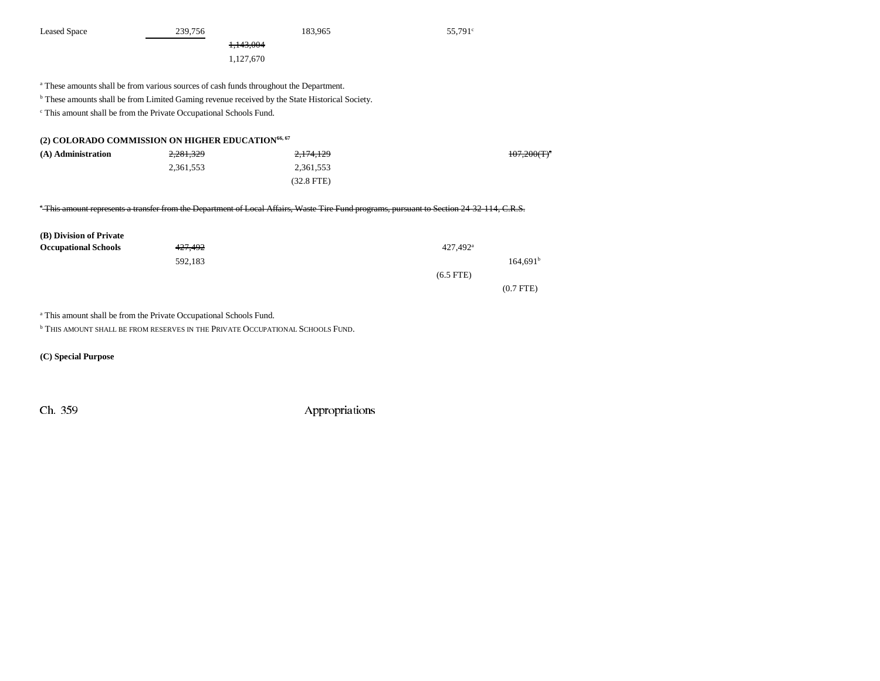| | | | | | |
|---|---|---|---|---|---|
| Leased Space | 239,756 | | 183,965 | 55,791[c] | |
| | | ~~1,143,004~~ | | | |
| | | 1,127,670 | | | |

[a] These amounts shall be from various sources of cash funds throughout the Department.

[b] These amounts shall be from Limited Gaming revenue received by the State Historical Society.

[c] This amount shall be from the Private Occupational Schools Fund.

**(2) COLORADO COMMISSION ON HIGHER EDUCATION[66, 67]**

| | | | | | |
|---|---|---|---|---|---|
| **(A) Administration** | ~~2,281,329~~ | | ~~2,174,129~~ | | ~~107,200(T)[a]~~ |
| | 2,361,553 | | 2,361,553 | | |
| | | | (32.8 FTE) | | |

~~[a] This amount represents a transfer from the Department of Local Affairs, Waste Tire Fund programs, pursuant to Section 24-32-114, C.R.S.~~

| | | | | | |
|---|---|---|---|---|---|
| **(B) Division of Private Occupational Schools** | ~~427,492~~ | | | 427,492[a] | |
| | 592,183 | | | | 164,691[b] |
| | | | | (6.5 FTE) | |
| | | | | | (0.7 FTE) |

[a] This amount shall be from the Private Occupational Schools Fund.

[b] THIS AMOUNT SHALL BE FROM RESERVES IN THE PRIVATE OCCUPATIONAL SCHOOLS FUND.

**(C) Special Purpose**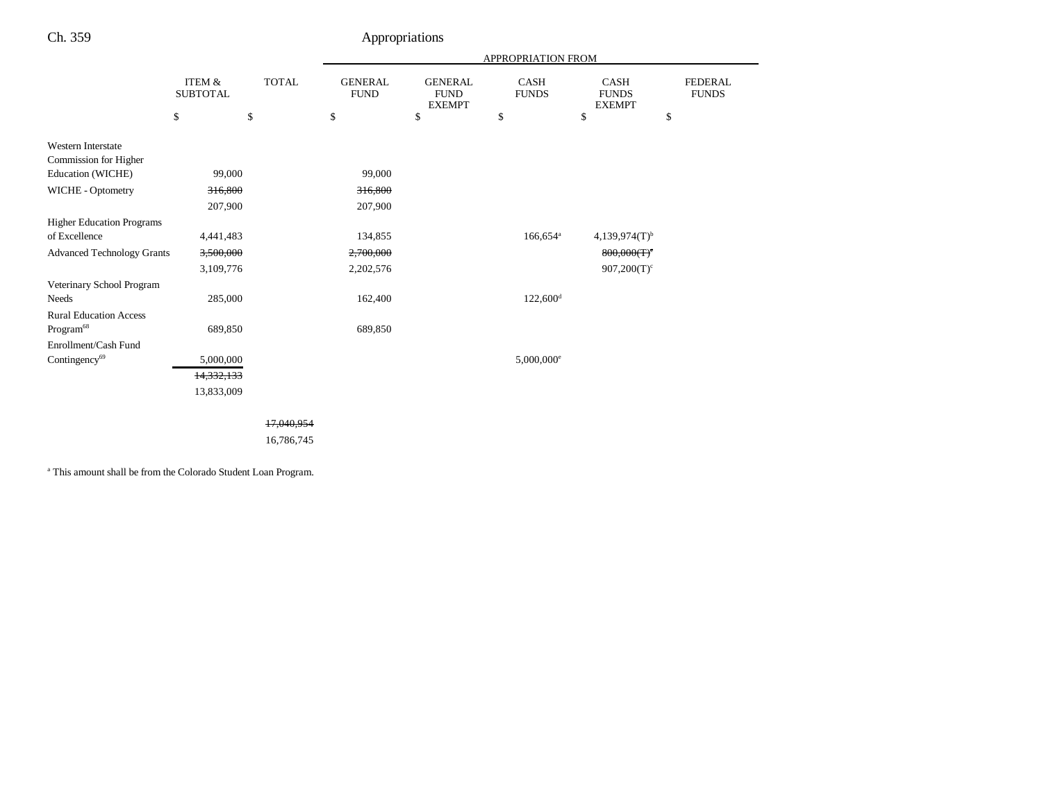|  | ITEM & SUBTOTAL | TOTAL | APPROPRIATION FROM GENERAL FUND | GENERAL FUND EXEMPT | CASH FUNDS | CASH FUNDS EXEMPT | FEDERAL FUNDS |
|---|---|---|---|---|---|---|---|
|  | $ | $ | $ | $ | $ | $ | $ |
| Western Interstate Commission for Higher Education (WICHE) | 99,000 |  | 99,000 |  |  |  |  |
| WICHE - Optometry | ~~316,800~~ |  | ~~316,800~~ |  |  |  |  |
|  | 207,900 |  | 207,900 |  |  |  |  |
| Higher Education Programs of Excellence | 4,441,483 |  | 134,855 |  | 166,654[a] | 4,139,974(T)[b] |  |
| Advanced Technology Grants | ~~3,500,000~~ |  | ~~2,700,000~~ |  |  | ~~800,000(T)[c]~~ |  |
|  | 3,109,776 |  | 2,202,576 |  |  | 907,200(T)[c] |  |
| Veterinary School Program Needs | 285,000 |  | 162,400 |  | 122,600[d] |  |  |
| Rural Education Access Program[68] | 689,850 |  | 689,850 |  |  |  |  |
| Enrollment/Cash Fund Contingency[69] | 5,000,000 |  |  |  | 5,000,000[e] |  |  |
|  | ~~14,332,133~~ |  |  |  |  |  |  |
|  | 13,833,009 |  |  |  |  |  |  |
|  |  | ~~17,040,954~~ |  |  |  |  |  |
|  |  | 16,786,745 |  |  |  |  |  |

[a] This amount shall be from the Colorado Student Loan Program.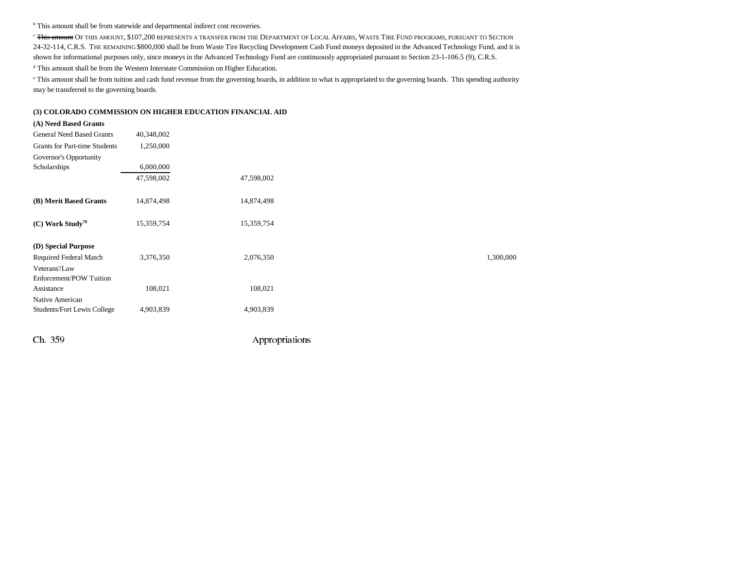[b] This amount shall be from statewide and departmental indirect cost recoveries.

[c] ~~This amount~~ OF THIS AMOUNT, $107,200 REPRESENTS A TRANSFER FROM THE DEPARTMENT OF LOCAL AFFAIRS, WASTE TIRE FUND PROGRAMS, PURSUANT TO SECTION 24-32-114, C.R.S. THE REMAINING $800,000 shall be from Waste Tire Recycling Development Cash Fund moneys deposited in the Advanced Technology Fund, and it is shown for informational purposes only, since moneys in the Advanced Technology Fund are continuously appropriated pursuant to Section 23-1-106.5 (9), C.R.S.

[d] This amount shall be from the Western Interstate Commission on Higher Education.

[e] This amount shall be from tuition and cash fund revenue from the governing boards, in addition to what is appropriated to the governing boards. This spending authority may be transferred to the governing boards.

**(3) COLORADO COMMISSION ON HIGHER EDUCATION FINANCIAL AID**

| | | | | | |
|---|---|---|---|---|---|
| **(A) Need Based Grants** | | | | | |
| General Need Based Grants | 40,348,002 | | | | |
| Grants for Part-time Students | 1,250,000 | | | | |
| Governor's Opportunity Scholarships | 6,000,000 | | | | |
| | 47,598,002 | 47,598,002 | | | |
| **(B) Merit Based Grants** | 14,874,498 | 14,874,498 | | | |
| **(C) Work Study**[70] | 15,359,754 | 15,359,754 | | | |
| **(D) Special Purpose** | | | | | |
| Required Federal Match | 3,376,350 | 2,076,350 | | | 1,300,000 |
| Veterans'/Law Enforcement/POW Tuition Assistance | 108,021 | 108,021 | | | |
| Native American Students/Fort Lewis College | 4,903,839 | 4,903,839 | | | |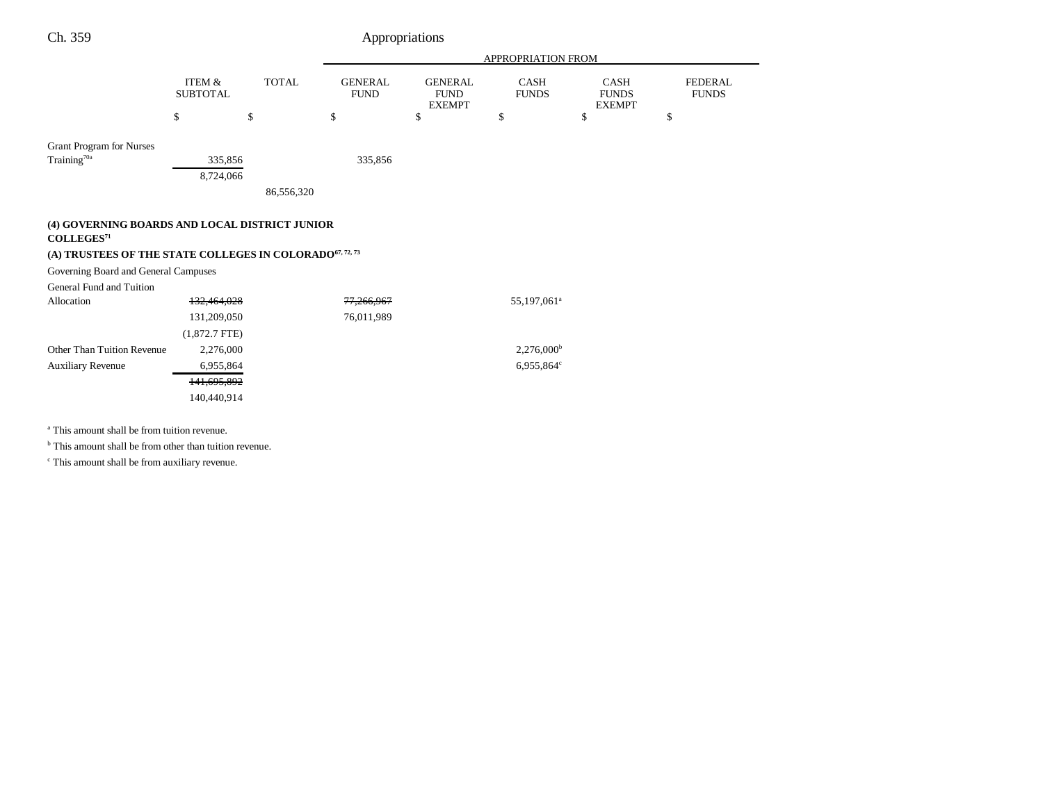| | ITEM & SUBTOTAL | TOTAL | APPROPRIATION FROM GENERAL FUND | GENERAL FUND EXEMPT | CASH FUNDS | CASH FUNDS EXEMPT | FEDERAL FUNDS |
|---|---|---|---|---|---|---|---|
| | $ | $ | $ | $ | $ | $ | $ |
| Grant Program for Nurses Training[70a] | 335,856 | | 335,856 | | | | |
| | 8,724,066 | | | | | | |
| | | 86,556,320 | | | | | |

**(4) GOVERNING BOARDS AND LOCAL DISTRICT JUNIOR COLLEGES[71]**

**(A) TRUSTEES OF THE STATE COLLEGES IN COLORADO[67, 72, 73]**

| | ITEM & SUBTOTAL | TOTAL | GENERAL FUND | GENERAL FUND EXEMPT | CASH FUNDS | CASH FUNDS EXEMPT | FEDERAL FUNDS |
|---|---|---|---|---|---|---|---|
| Governing Board and General Campuses | | | | | | | |
| General Fund and Tuition Allocation | ~~132,464,028~~ | | ~~77,266,967~~ | | 55,197,061[a] | | |
| | 131,209,050 | | 76,011,989 | | | | |
| | (1,872.7 FTE) | | | | | | |
| Other Than Tuition Revenue | 2,276,000 | | | | 2,276,000[b] | | |
| Auxiliary Revenue | 6,955,864 | | | | 6,955,864[c] | | |
| | ~~141,695,892~~ | | | | | | |
| | 140,440,914 | | | | | | |

[a] This amount shall be from tuition revenue.

[b] This amount shall be from other than tuition revenue.

[c] This amount shall be from auxiliary revenue.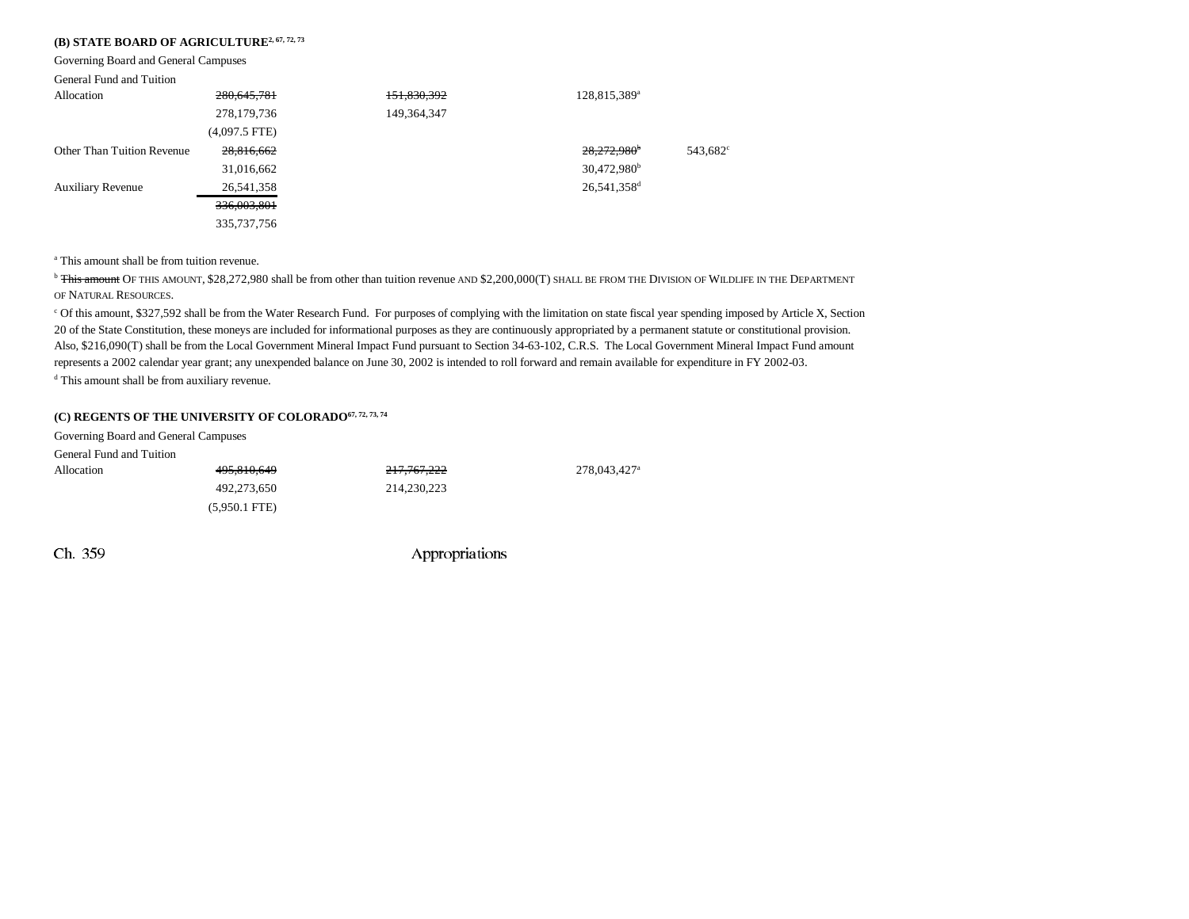## (B) STATE BOARD OF AGRICULTURE[2, 67, 72, 73]

| | | | | |
|---|---|---|---|---|
| Governing Board and General Campuses | | | | |
| General Fund and Tuition Allocation | ~~280,645,781~~ 278,179,736 (4,097.5 FTE) | ~~151,830,392~~ 149,364,347 | 128,815,389[a] | |
| Other Than Tuition Revenue | ~~28,816,662~~ 31,016,662 | | ~~28,272,980[b]~~ 30,472,980[b] | 543,682[c] |
| Auxiliary Revenue | 26,541,358 | | 26,541,358[d] | |
| | ~~336,003,801~~ 335,737,756 | | | |

[a] This amount shall be from tuition revenue.

[b] ~~This amount~~ OF THIS AMOUNT, $28,272,980 shall be from other than tuition revenue AND $2,200,000(T) SHALL BE FROM THE DIVISION OF WILDLIFE IN THE DEPARTMENT OF NATURAL RESOURCES.

[c] Of this amount, $327,592 shall be from the Water Research Fund. For purposes of complying with the limitation on state fiscal year spending imposed by Article X, Section 20 of the State Constitution, these moneys are included for informational purposes as they are continuously appropriated by a permanent statute or constitutional provision. Also, $216,090(T) shall be from the Local Government Mineral Impact Fund pursuant to Section 34-63-102, C.R.S. The Local Government Mineral Impact Fund amount represents a 2002 calendar year grant; any unexpended balance on June 30, 2002 is intended to roll forward and remain available for expenditure in FY 2002-03.

[d] This amount shall be from auxiliary revenue.

## (C) REGENTS OF THE UNIVERSITY OF COLORADO[67, 72, 73, 74]

| | | | |
|---|---|---|---|
| Governing Board and General Campuses | | | |
| General Fund and Tuition Allocation | ~~495,810,649~~ 492,273,650 (5,950.1 FTE) | ~~217,767,222~~ 214,230,223 | 278,043,427[a] |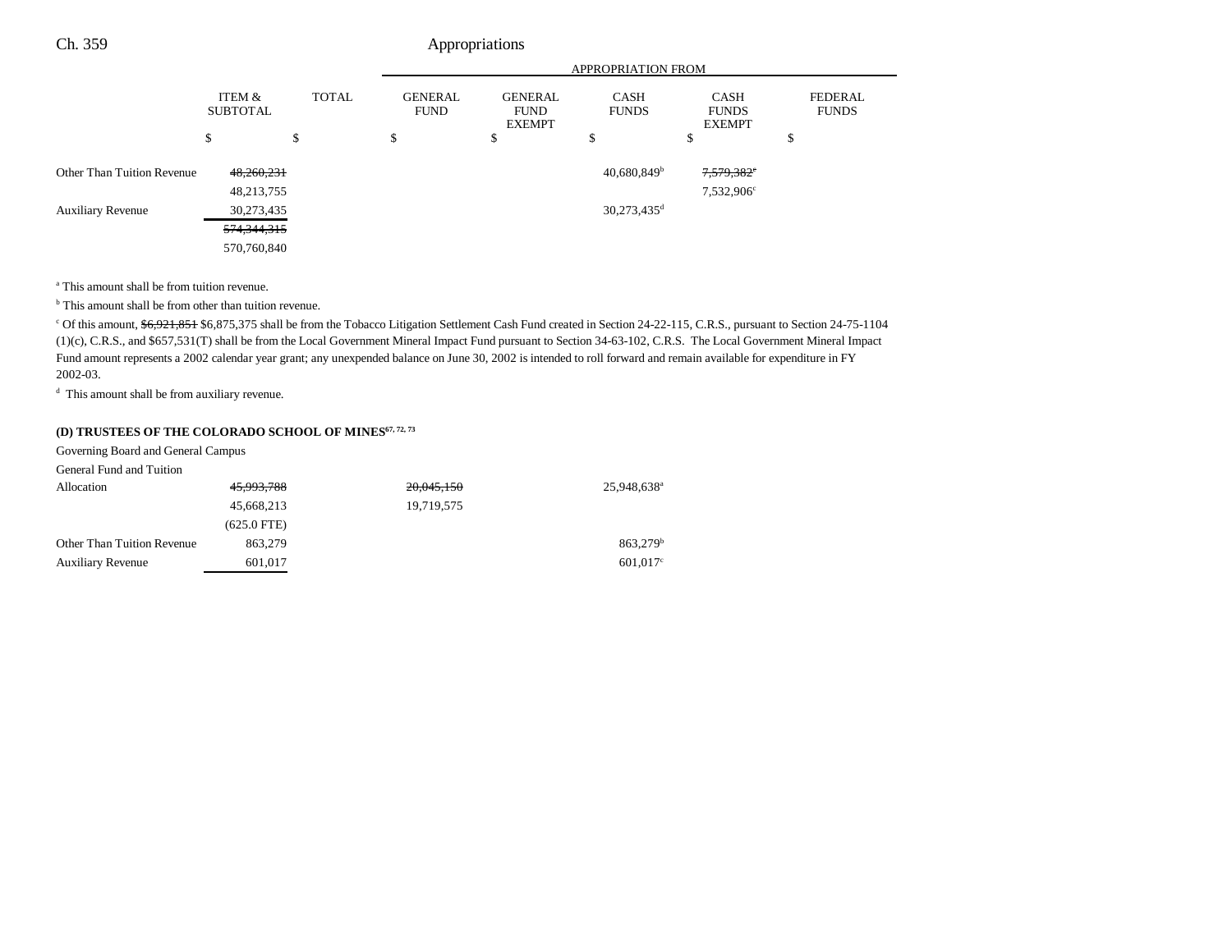| | ITEM & SUBTOTAL | TOTAL | GENERAL FUND | GENERAL FUND EXEMPT | CASH FUNDS | CASH FUNDS EXEMPT | FEDERAL FUNDS |
|---|---|---|---|---|---|---|---|
| | | | APPROPRIATION FROM | | | | |
| | $ | $ | $ | $ | $ | $ | $ |
| Other Than Tuition Revenue | ~~48,260,231~~ | | | | 40,680,849[b] | ~~7,579,382~~[c] | |
| | 48,213,755 | | | | | 7,532,906[c] | |
| Auxiliary Revenue | 30,273,435 | | | | 30,273,435[d] | | |
| | | ~~574,344,315~~ | | | | | |
| | | 570,760,840 | | | | | |

[a] This amount shall be from tuition revenue.

[b] This amount shall be from other than tuition revenue.

[c] Of this amount, ~~$6,921,851~~ $6,875,375 shall be from the Tobacco Litigation Settlement Cash Fund created in Section 24-22-115, C.R.S., pursuant to Section 24-75-1104 (1)(c), C.R.S., and $657,531(T) shall be from the Local Government Mineral Impact Fund pursuant to Section 34-63-102, C.R.S. The Local Government Mineral Impact Fund amount represents a 2002 calendar year grant; any unexpended balance on June 30, 2002 is intended to roll forward and remain available for expenditure in FY 2002-03.

[d] This amount shall be from auxiliary revenue.

**(D) TRUSTEES OF THE COLORADO SCHOOL OF MINES[67, 72, 73]**

Governing Board and General Campus

| | ITEM & SUBTOTAL | TOTAL | GENERAL FUND | GENERAL FUND EXEMPT | CASH FUNDS | CASH FUNDS EXEMPT | FEDERAL FUNDS |
|---|---|---|---|---|---|---|---|
| General Fund and Tuition Allocation | ~~45,993,788~~ | | ~~20,045,150~~ | | 25,948,638[a] | | |
| | 45,668,213 | | 19,719,575 | | | | |
| | (625.0 FTE) | | | | | | |
| Other Than Tuition Revenue | 863,279 | | | | 863,279[b] | | |
| Auxiliary Revenue | 601,017 | | | | 601,017[c] | | |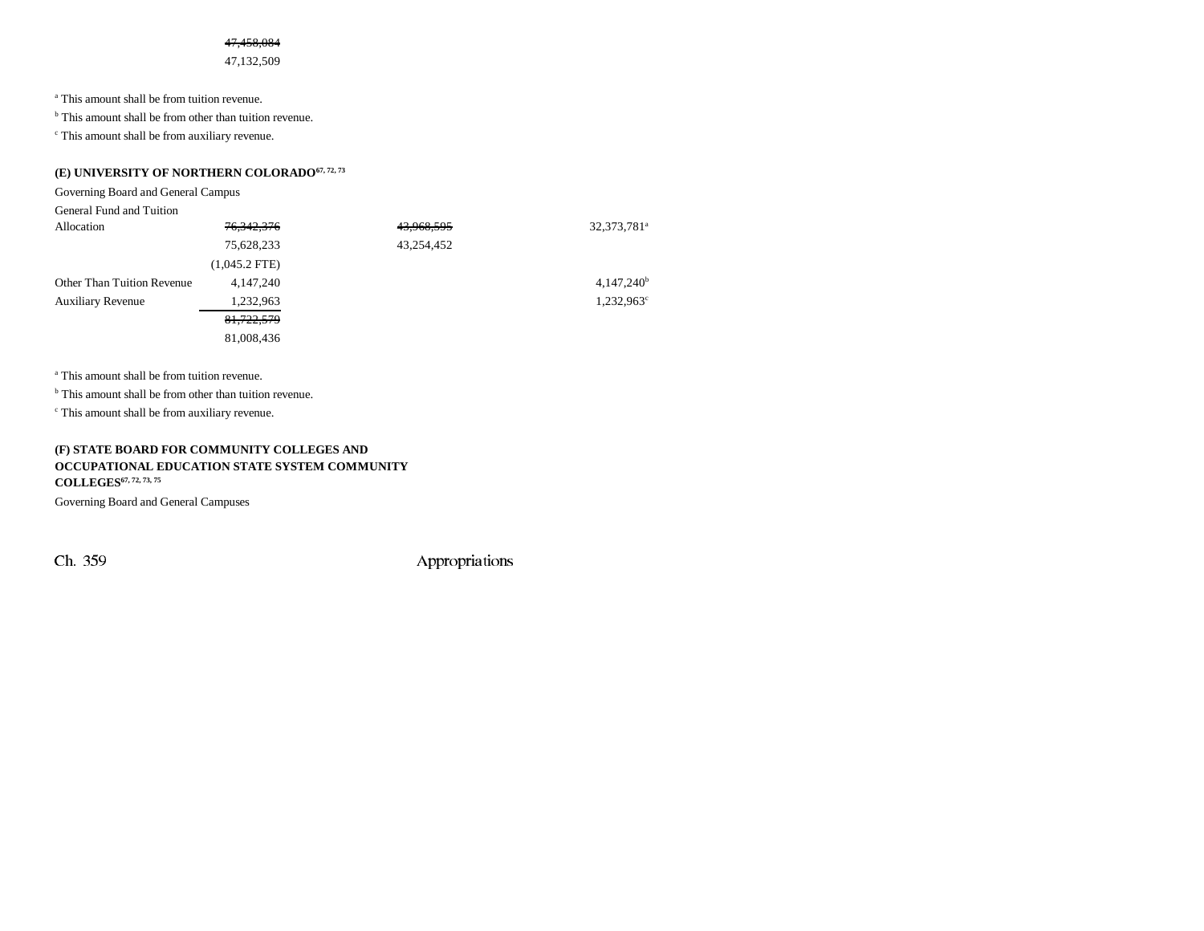| | | | |
|---|---|---|---|
| | ~~47,458,084~~ | | |
| | 47,132,509 | | |

[a] This amount shall be from tuition revenue.

[b] This amount shall be from other than tuition revenue.

[c] This amount shall be from auxiliary revenue.

**(E) UNIVERSITY OF NORTHERN COLORADO[67, 72, 73]**

Governing Board and General Campus

| | | | |
|---|---|---|---|
| General Fund and Tuition Allocation | ~~76,342,376~~ 75,628,233 (1,045.2 FTE) | ~~43,968,595~~ 43,254,452 | 32,373,781[a] |
| Other Than Tuition Revenue | 4,147,240 | | 4,147,240[b] |
| Auxiliary Revenue | 1,232,963 | | 1,232,963[c] |
| | ~~81,722,579~~ 81,008,436 | | |

[a] This amount shall be from tuition revenue.

[b] This amount shall be from other than tuition revenue.

[c] This amount shall be from auxiliary revenue.

**(F) STATE BOARD FOR COMMUNITY COLLEGES AND OCCUPATIONAL EDUCATION STATE SYSTEM COMMUNITY COLLEGES[67, 72, 73, 75]**

Governing Board and General Campuses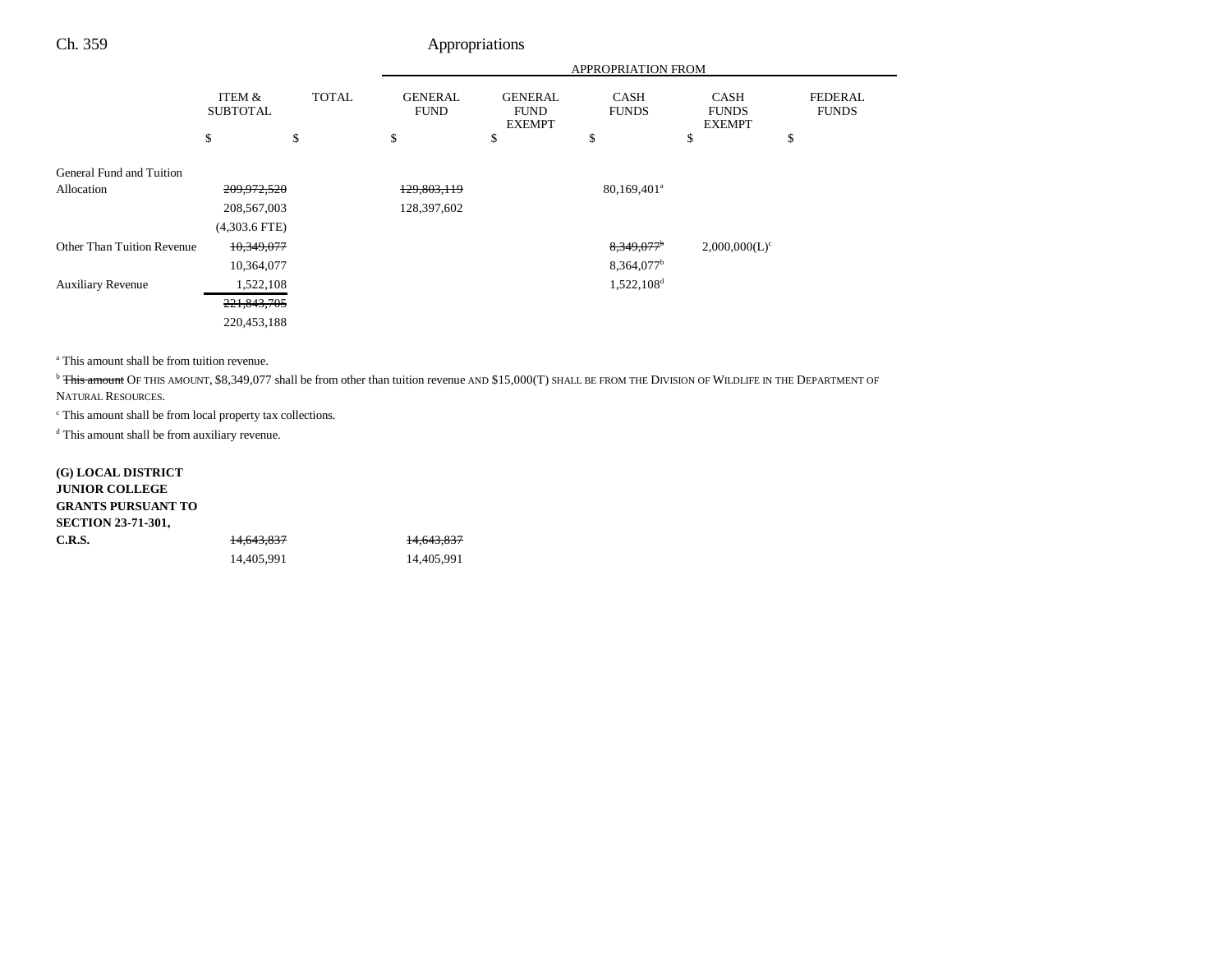| | ITEM & SUBTOTAL | TOTAL | GENERAL FUND | GENERAL FUND EXEMPT | CASH FUNDS | CASH FUNDS EXEMPT | FEDERAL FUNDS |
|---|---|---|---|---|---|---|---|
| | | | APPROPRIATION FROM | | | | |
| | $ | $ | $ | $ | $ | $ | $ |
| General Fund and Tuition Allocation | ~~209,972,520~~ | | ~~129,803,119~~ | | 80,169,401[a] | | |
| | 208,567,003 | | 128,397,602 | | | | |
| | (4,303.6 FTE) | | | | | | |
| Other Than Tuition Revenue | ~~10,349,077~~ | | | | ~~8,349,077~~[b] | 2,000,000(L)[c] | |
| | 10,364,077 | | | | 8,364,077[b] | | |
| Auxiliary Revenue | 1,522,108 | | | | 1,522,108[d] | | |
| | ~~221,843,705~~ | | | | | | |
| | 220,453,188 | | | | | | |

[a] This amount shall be from tuition revenue.

[b] ~~This amount~~ OF THIS AMOUNT, $8,349,077 shall be from other than tuition revenue AND $15,000(T) SHALL BE FROM THE DIVISION OF WILDLIFE IN THE DEPARTMENT OF NATURAL RESOURCES.

[c] This amount shall be from local property tax collections.

[d] This amount shall be from auxiliary revenue.

| | ITEM & SUBTOTAL | TOTAL | GENERAL FUND | GENERAL FUND EXEMPT | CASH FUNDS | CASH FUNDS EXEMPT | FEDERAL FUNDS |
|---|---|---|---|---|---|---|---|
| **(G) LOCAL DISTRICT JUNIOR COLLEGE GRANTS PURSUANT TO SECTION 23-71-301, C.R.S.** | ~~14,643,837~~ | | ~~14,643,837~~ | | | | |
| | 14,405,991 | | 14,405,991 | | | | |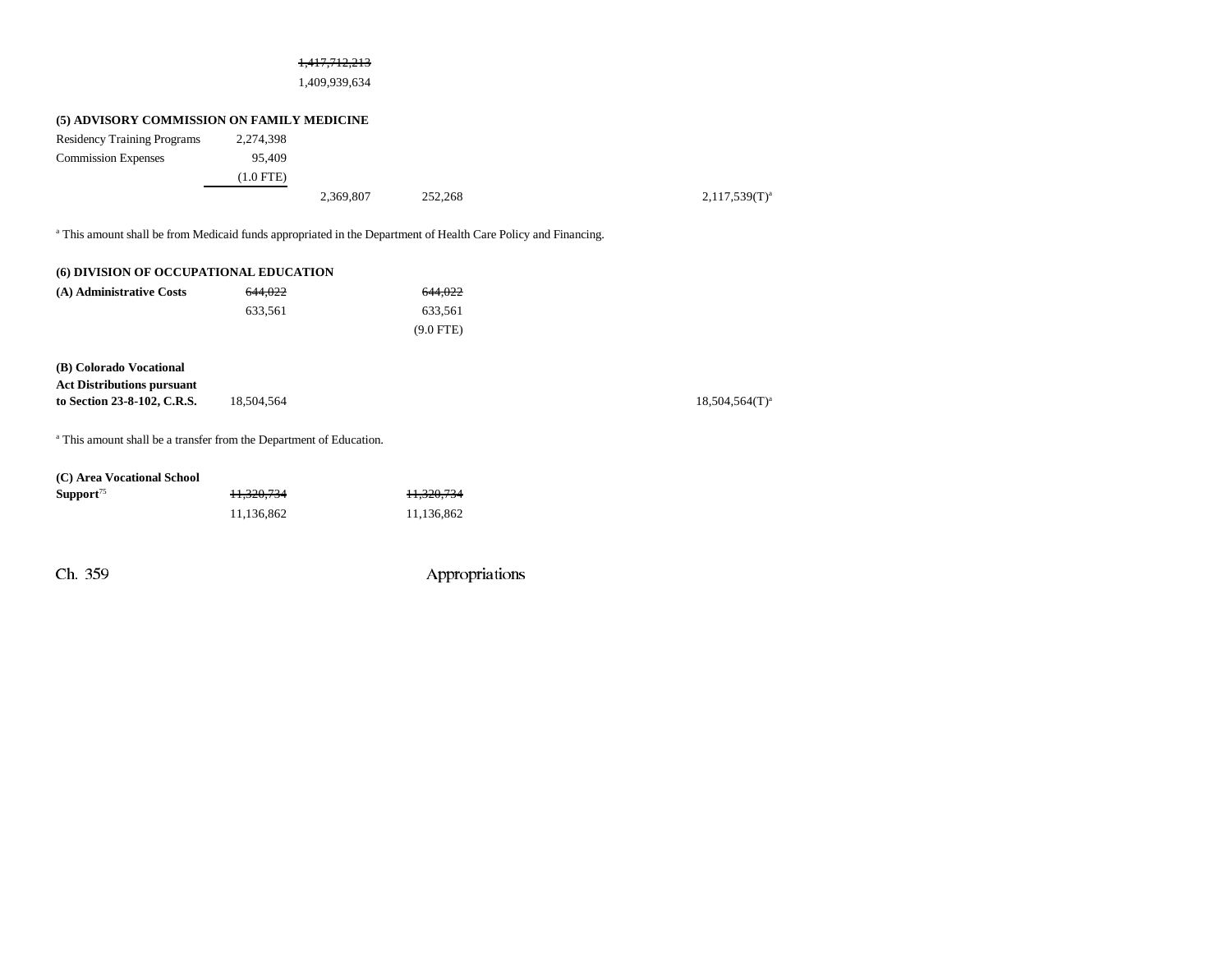| | | | | | | |
|---|---|---|---|---|---|---|
| | | ~~1,417,712,213~~ | | | | |
| | | 1,409,939,634 | | | | |

**(5) ADVISORY COMMISSION ON FAMILY MEDICINE**

| | | | | | | |
|---|---|---|---|---|---|---|
| Residency Training Programs | 2,274,398 | | | | | |
| Commission Expenses | 95,409 | | | | | |
| | (1.0 FTE) | | | | | |
| | | 2,369,807 | 252,268 | | | 2,117,539(T)[a] |

[a] This amount shall be from Medicaid funds appropriated in the Department of Health Care Policy and Financing.

**(6) DIVISION OF OCCUPATIONAL EDUCATION**

| | | | | | | |
|---|---|---|---|---|---|---|
| **(A) Administrative Costs** | ~~644,022~~ | | ~~644,022~~ | | | |
| | 633,561 | | 633,561 | | | |
| | | | (9.0 FTE) | | | |
| **(B) Colorado Vocational Act Distributions pursuant to Section 23-8-102, C.R.S.** | 18,504,564 | | | | | 18,504,564(T)[a] |

[a] This amount shall be a transfer from the Department of Education.

| | | | | | | |
|---|---|---|---|---|---|---|
| **(C) Area Vocational School Support**[75] | ~~11,320,734~~ | | ~~11,320,734~~ | | | |
| | 11,136,862 | | 11,136,862 | | | |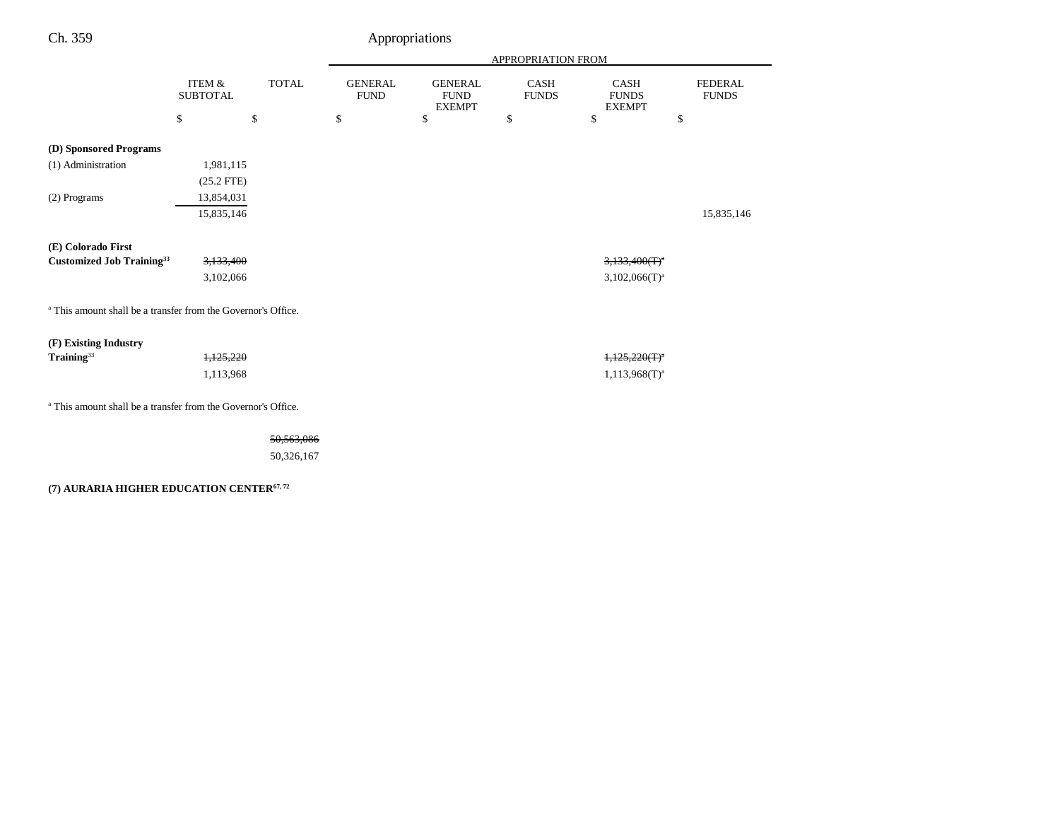| | ITEM & SUBTOTAL | TOTAL | APPROPRIATION FROM GENERAL FUND | GENERAL FUND EXEMPT | CASH FUNDS | CASH FUNDS EXEMPT | FEDERAL FUNDS |
|---|---|---|---|---|---|---|---|
| | $ | $ | $ | $ | $ | $ | $ |
| **(D) Sponsored Programs** | | | | | | | |
| (1) Administration | 1,981,115 | | | | | | |
| | (25.2 FTE) | | | | | | |
| (2) Programs | 13,854,031 | | | | | | |
| | 15,835,146 | | | | | | 15,835,146 |
| **(E) Colorado First Customized Job Training**[33] | ~~3,133,400~~ | | | | | ~~3,133,400(T)~~[a] | |
| | 3,102,066 | | | | | 3,102,066(T)[a] | |

[a] This amount shall be a transfer from the Governor's Office.

| | ITEM & SUBTOTAL | TOTAL | GENERAL FUND | GENERAL FUND EXEMPT | CASH FUNDS | CASH FUNDS EXEMPT | FEDERAL FUNDS |
|---|---|---|---|---|---|---|---|
| **(F) Existing Industry Training**[33] | ~~1,125,220~~ | | | | | ~~1,125,220(T)~~[a] | |
| | 1,113,968 | | | | | 1,113,968(T)[a] | |

[a] This amount shall be a transfer from the Governor's Office.

| | ITEM & SUBTOTAL | TOTAL | GENERAL FUND | GENERAL FUND EXEMPT | CASH FUNDS | CASH FUNDS EXEMPT | FEDERAL FUNDS |
|---|---|---|---|---|---|---|---|
| | | ~~50,563,086~~ | | | | | |
| | | 50,326,167 | | | | | |

**(7) AURARIA HIGHER EDUCATION CENTER**[67, 72]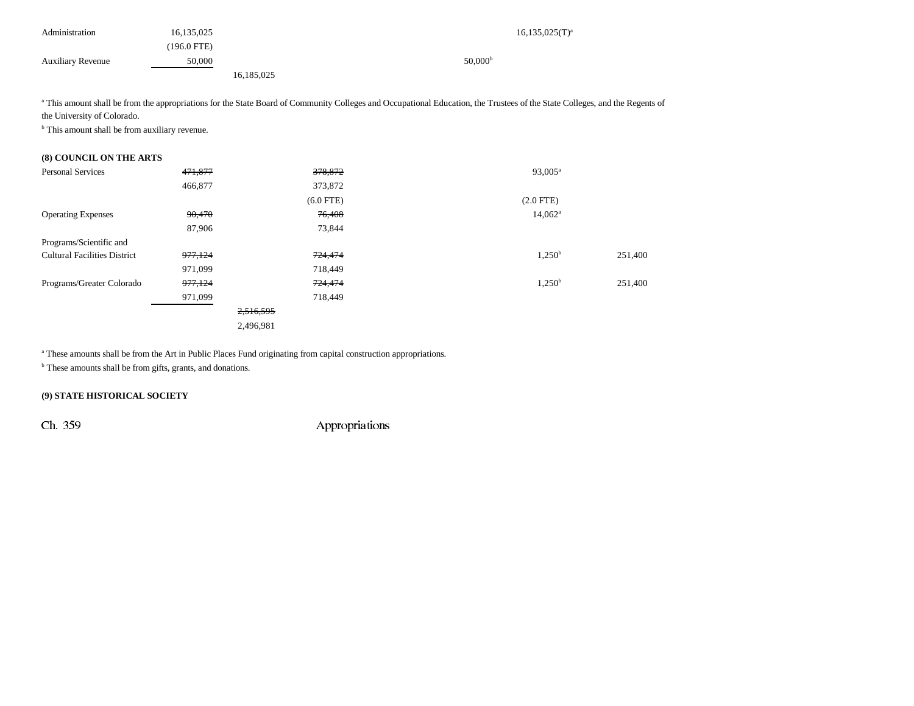| | | | | | | |
|---|---|---|---|---|---|---|
| Administration | 16,135,025 | | | | 16,135,025(T)[a] | |
| | (196.0 FTE) | | | | | |
| Auxiliary Revenue | 50,000 | | | 50,000[b] | | |
| | | 16,185,025 | | | | |

[a] This amount shall be from the appropriations for the State Board of Community Colleges and Occupational Education, the Trustees of the State Colleges, and the Regents of the University of Colorado.
[b] This amount shall be from auxiliary revenue.

**(8) COUNCIL ON THE ARTS**

| | | | | | |
|---|---|---|---|---|---|
| Personal Services | ~~471,877~~ | | ~~378,872~~ | 93,005[a] | |
| | 466,877 | | 373,872 | | |
| | | | (6.0 FTE) | (2.0 FTE) | |
| Operating Expenses | ~~90,470~~ | | ~~76,408~~ | 14,062[a] | |
| | 87,906 | | 73,844 | | |
| Programs/Scientific and Cultural Facilities District | ~~977,124~~ | | ~~724,474~~ | 1,250[b] | 251,400 |
| | 971,099 | | 718,449 | | |
| Programs/Greater Colorado | ~~977,124~~ | | ~~724,474~~ | 1,250[b] | 251,400 |
| | 971,099 | | 718,449 | | |
| | | ~~2,516,595~~ | | | |
| | | 2,496,981 | | | |

[a] These amounts shall be from the Art in Public Places Fund originating from capital construction appropriations.
[b] These amounts shall be from gifts, grants, and donations.

**(9) STATE HISTORICAL SOCIETY**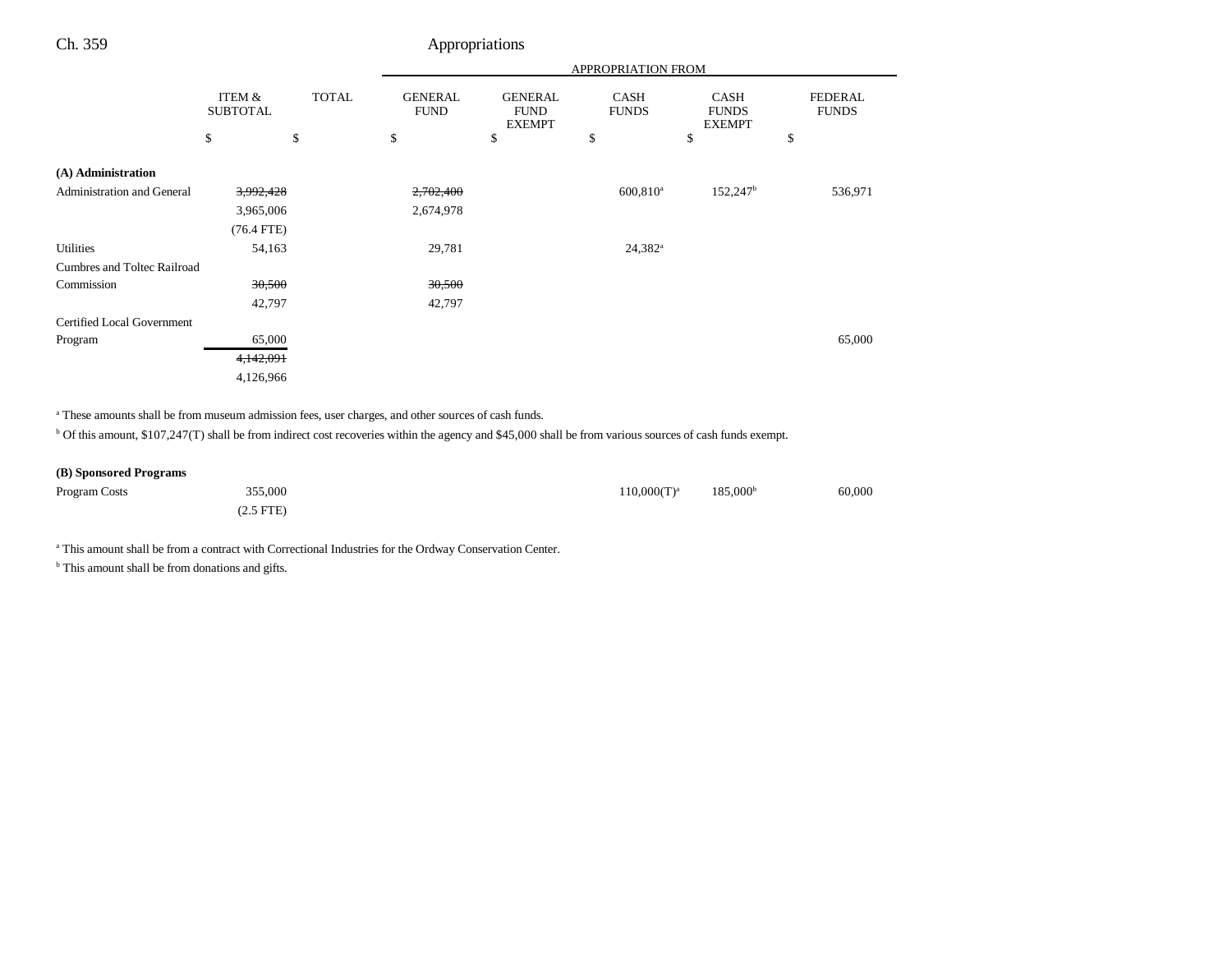| | ITEM & SUBTOTAL | TOTAL | APPROPRIATION FROM | | | | |
|---|---|---|---|---|---|---|---|
| | | | GENERAL FUND | GENERAL FUND EXEMPT | CASH FUNDS | CASH FUNDS EXEMPT | FEDERAL FUNDS |
| | $ | $ | $ | $ | $ | $ | $ |
| **(A) Administration** | | | | | | | |
| Administration and General | ~~3,992,428~~ | | ~~2,702,400~~ | | 600,810[a] | 152,247[b] | 536,971 |
| | 3,965,006 | | 2,674,978 | | | | |
| | (76.4 FTE) | | | | | | |
| Utilities | 54,163 | | 29,781 | | 24,382[a] | | |
| Cumbres and Toltec Railroad Commission | ~~30,500~~ | | ~~30,500~~ | | | | |
| | 42,797 | | 42,797 | | | | |
| Certified Local Government Program | 65,000 | | | | | | 65,000 |
| | ~~4,142,091~~ | | | | | | |
| | 4,126,966 | | | | | | |

[a] These amounts shall be from museum admission fees, user charges, and other sources of cash funds.

[b] Of this amount, $107,247(T) shall be from indirect cost recoveries within the agency and $45,000 shall be from various sources of cash funds exempt.

| | ITEM & SUBTOTAL | TOTAL | GENERAL FUND | GENERAL FUND EXEMPT | CASH FUNDS | CASH FUNDS EXEMPT | FEDERAL FUNDS |
|---|---|---|---|---|---|---|---|
| **(B) Sponsored Programs** | | | | | | | |
| Program Costs | 355,000 | | | | 110,000(T)[a] | 185,000[b] | 60,000 |
| | (2.5 FTE) | | | | | | |

[a] This amount shall be from a contract with Correctional Industries for the Ordway Conservation Center.

[b] This amount shall be from donations and gifts.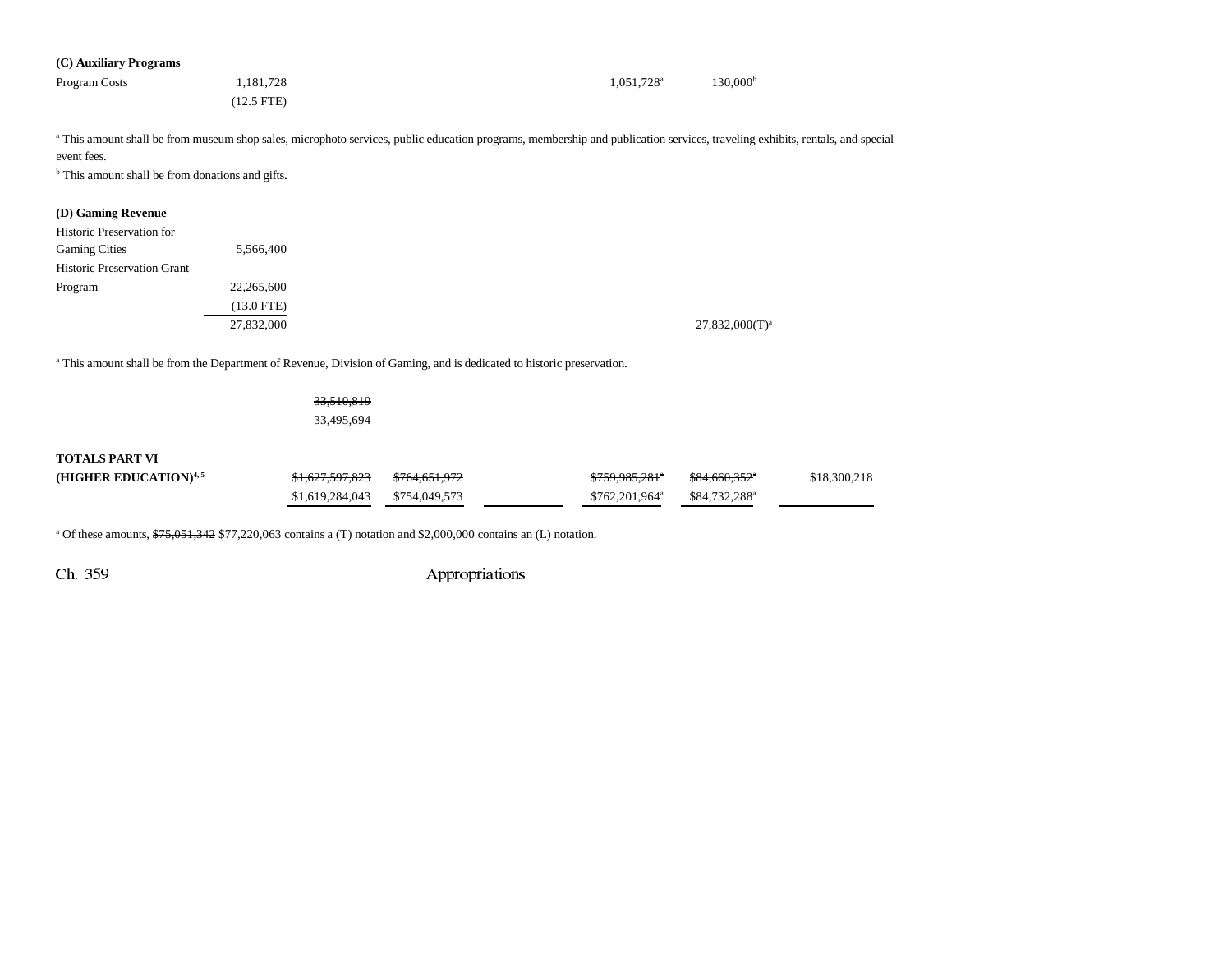**(C) Auxiliary Programs**

| | | | | | | |
|---|---|---|---|---|---|---|
| Program Costs | 1,181,728 | | | 1,051,728[a] | 130,000[b] | |
| | (12.5 FTE) | | | | | |

[a] This amount shall be from museum shop sales, microphoto services, public education programs, membership and publication services, traveling exhibits, rentals, and special event fees.

[b] This amount shall be from donations and gifts.

**(D) Gaming Revenue**

| | | | | | | |
|---|---|---|---|---|---|---|
| Historic Preservation for Gaming Cities | 5,566,400 | | | | | |
| Historic Preservation Grant Program | 22,265,600 | | | | | |
| | (13.0 FTE) | | | | | |
| | 27,832,000 | | | | 27,832,000(T)[a] | |

[a] This amount shall be from the Department of Revenue, Division of Gaming, and is dedicated to historic preservation.

| | | | | | | |
|---|---|---|---|---|---|---|
| | ~~33,510,819~~ 33,495,694 | | | | | |
| **TOTALS PART VI (HIGHER EDUCATION)**[4, 5] | ~~$1,627,597,823~~ $1,619,284,043 | ~~$764,651,972~~ $754,049,573 | | ~~$759,985,281~~[a] $762,201,964[a] | ~~$84,660,352~~[a] $84,732,288[a] | $18,300,218 |

[a] Of these amounts, ~~$75,051,342~~ $77,220,063 contains a (T) notation and $2,000,000 contains an (L) notation.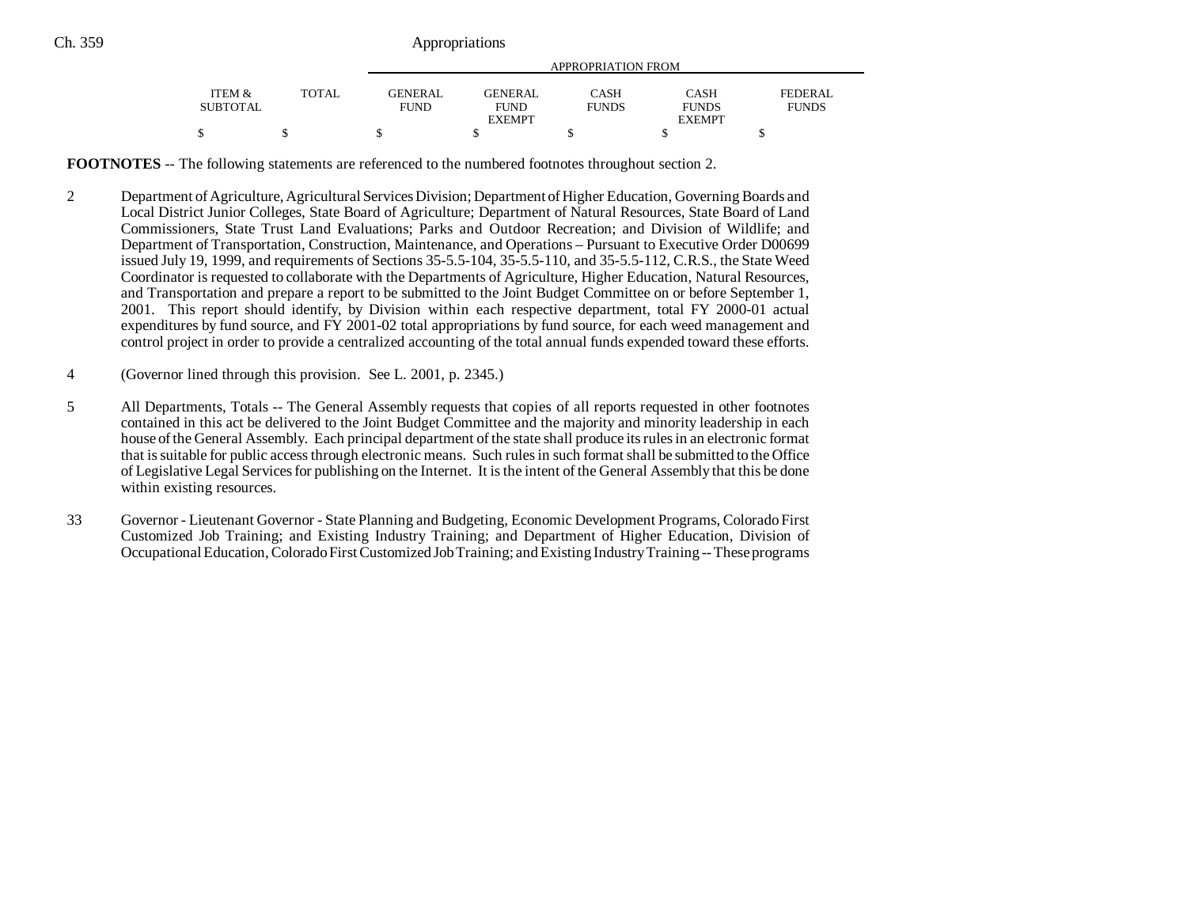**FOOTNOTES** -- The following statements are referenced to the numbered footnotes throughout section 2.

2 Department of Agriculture, Agricultural Services Division; Department of Higher Education, Governing Boards and Local District Junior Colleges, State Board of Agriculture; Department of Natural Resources, State Board of Land Commissioners, State Trust Land Evaluations; Parks and Outdoor Recreation; and Division of Wildlife; and Department of Transportation, Construction, Maintenance, and Operations – Pursuant to Executive Order D00699 issued July 19, 1999, and requirements of Sections 35-5.5-104, 35-5.5-110, and 35-5.5-112, C.R.S., the State Weed Coordinator is requested to collaborate with the Departments of Agriculture, Higher Education, Natural Resources, and Transportation and prepare a report to be submitted to the Joint Budget Committee on or before September 1, 2001. This report should identify, by Division within each respective department, total FY 2000-01 actual expenditures by fund source, and FY 2001-02 total appropriations by fund source, for each weed management and control project in order to provide a centralized accounting of the total annual funds expended toward these efforts.

4 (Governor lined through this provision. See L. 2001, p. 2345.)

5 All Departments, Totals -- The General Assembly requests that copies of all reports requested in other footnotes contained in this act be delivered to the Joint Budget Committee and the majority and minority leadership in each house of the General Assembly. Each principal department of the state shall produce its rules in an electronic format that is suitable for public access through electronic means. Such rules in such format shall be submitted to the Office of Legislative Legal Services for publishing on the Internet. It is the intent of the General Assembly that this be done within existing resources.

33 Governor - Lieutenant Governor - State Planning and Budgeting, Economic Development Programs, Colorado First Customized Job Training; and Existing Industry Training; and Department of Higher Education, Division of Occupational Education, Colorado First Customized Job Training; and Existing Industry Training -- These programs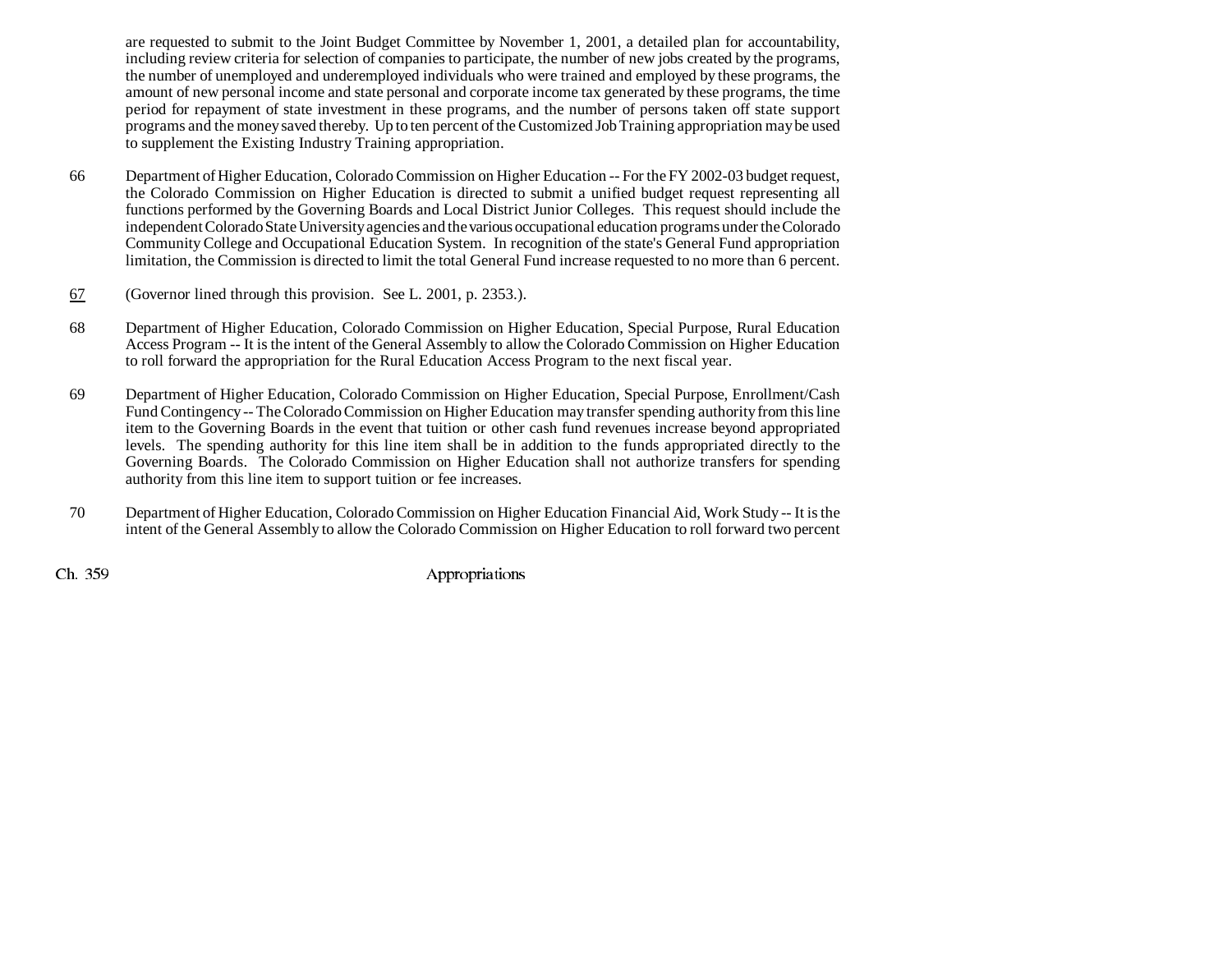are requested to submit to the Joint Budget Committee by November 1, 2001, a detailed plan for accountability, including review criteria for selection of companies to participate, the number of new jobs created by the programs, the number of unemployed and underemployed individuals who were trained and employed by these programs, the amount of new personal income and state personal and corporate income tax generated by these programs, the time period for repayment of state investment in these programs, and the number of persons taken off state support programs and the money saved thereby. Up to ten percent of the Customized Job Training appropriation may be used to supplement the Existing Industry Training appropriation.

66 Department of Higher Education, Colorado Commission on Higher Education -- For the FY 2002-03 budget request, the Colorado Commission on Higher Education is directed to submit a unified budget request representing all functions performed by the Governing Boards and Local District Junior Colleges. This request should include the independent Colorado State University agencies and the various occupational education programs under the Colorado Community College and Occupational Education System. In recognition of the state's General Fund appropriation limitation, the Commission is directed to limit the total General Fund increase requested to no more than 6 percent.

67 (Governor lined through this provision. See L. 2001, p. 2353.).

68 Department of Higher Education, Colorado Commission on Higher Education, Special Purpose, Rural Education Access Program -- It is the intent of the General Assembly to allow the Colorado Commission on Higher Education to roll forward the appropriation for the Rural Education Access Program to the next fiscal year.

69 Department of Higher Education, Colorado Commission on Higher Education, Special Purpose, Enrollment/Cash Fund Contingency -- The Colorado Commission on Higher Education may transfer spending authority from this line item to the Governing Boards in the event that tuition or other cash fund revenues increase beyond appropriated levels. The spending authority for this line item shall be in addition to the funds appropriated directly to the Governing Boards. The Colorado Commission on Higher Education shall not authorize transfers for spending authority from this line item to support tuition or fee increases.

70 Department of Higher Education, Colorado Commission on Higher Education Financial Aid, Work Study -- It is the intent of the General Assembly to allow the Colorado Commission on Higher Education to roll forward two percent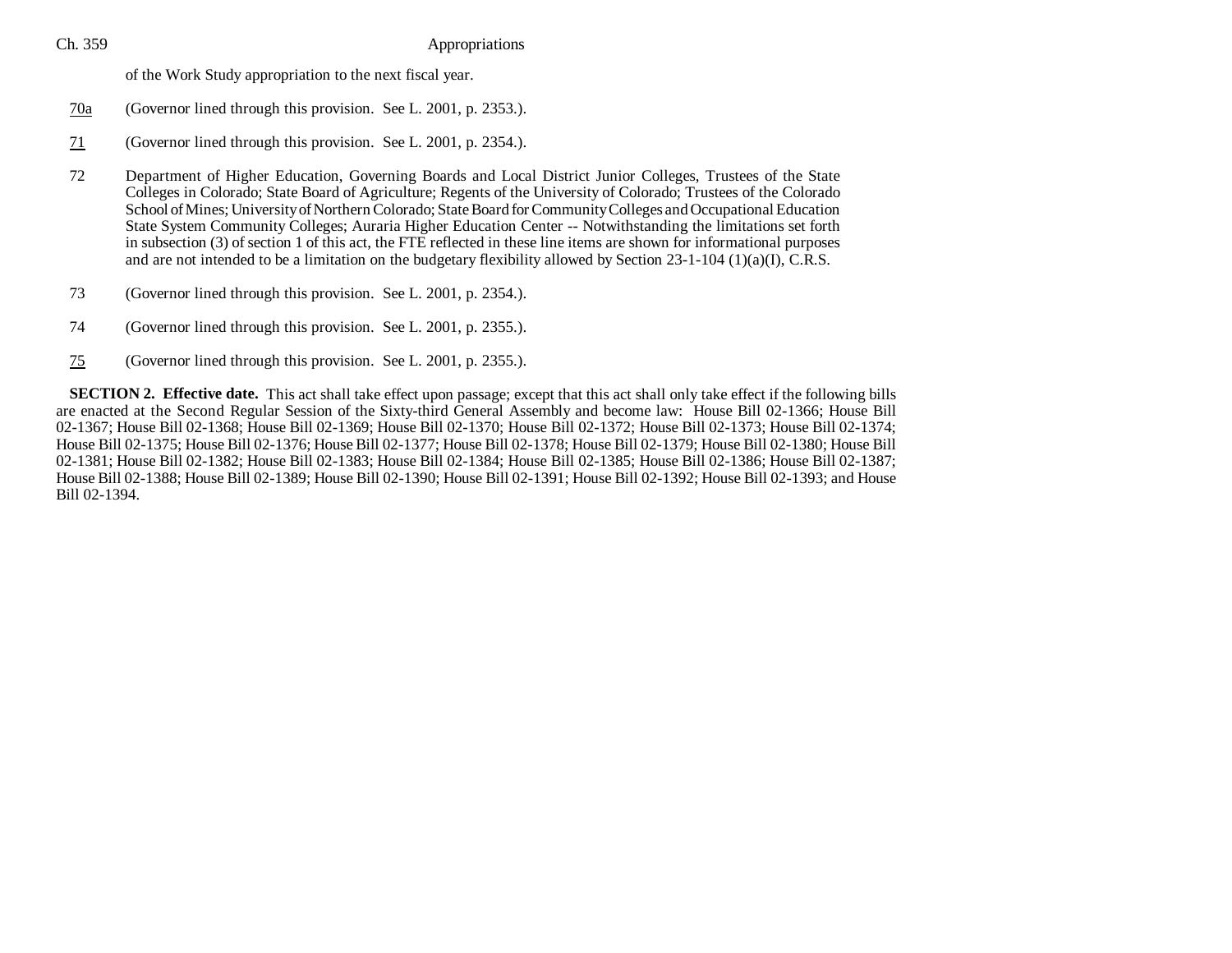of the Work Study appropriation to the next fiscal year.

70a (Governor lined through this provision. See L. 2001, p. 2353.).

71 (Governor lined through this provision. See L. 2001, p. 2354.).

72 Department of Higher Education, Governing Boards and Local District Junior Colleges, Trustees of the State Colleges in Colorado; State Board of Agriculture; Regents of the University of Colorado; Trustees of the Colorado School of Mines; University of Northern Colorado; State Board for Community Colleges and Occupational Education State System Community Colleges; Auraria Higher Education Center -- Notwithstanding the limitations set forth in subsection (3) of section 1 of this act, the FTE reflected in these line items are shown for informational purposes and are not intended to be a limitation on the budgetary flexibility allowed by Section 23-1-104 (1)(a)(I), C.R.S.

73 (Governor lined through this provision. See L. 2001, p. 2354.).

74 (Governor lined through this provision. See L. 2001, p. 2355.).

75 (Governor lined through this provision. See L. 2001, p. 2355.).

**SECTION 2. Effective date.** This act shall take effect upon passage; except that this act shall only take effect if the following bills are enacted at the Second Regular Session of the Sixty-third General Assembly and become law: House Bill 02-1366; House Bill 02-1367; House Bill 02-1368; House Bill 02-1369; House Bill 02-1370; House Bill 02-1372; House Bill 02-1373; House Bill 02-1374; House Bill 02-1375; House Bill 02-1376; House Bill 02-1377; House Bill 02-1378; House Bill 02-1379; House Bill 02-1380; House Bill 02-1381; House Bill 02-1382; House Bill 02-1383; House Bill 02-1384; House Bill 02-1385; House Bill 02-1386; House Bill 02-1387; House Bill 02-1388; House Bill 02-1389; House Bill 02-1390; House Bill 02-1391; House Bill 02-1392; House Bill 02-1393; and House Bill 02-1394.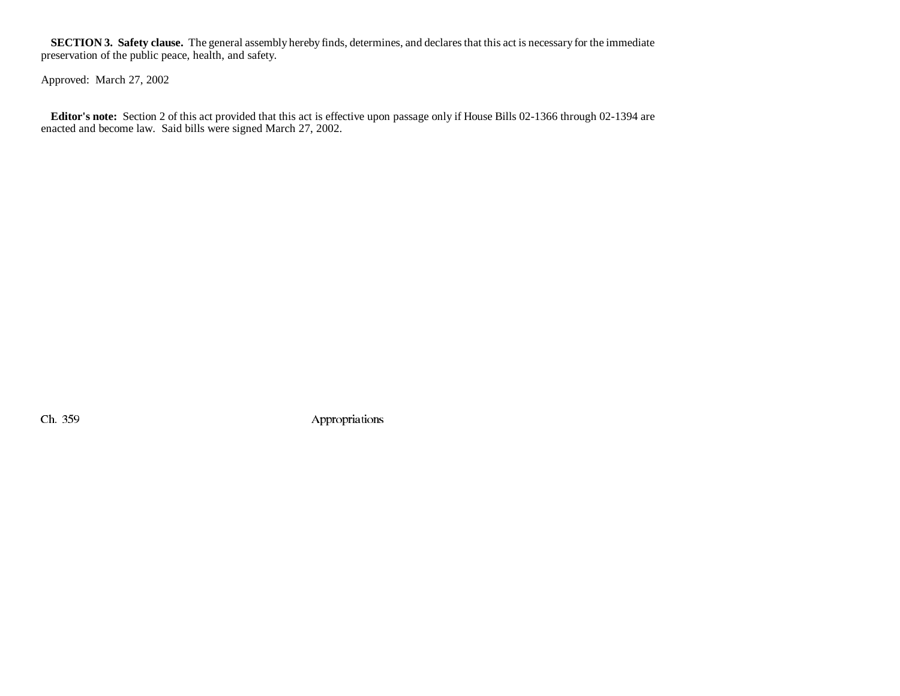**SECTION 3. Safety clause.** The general assembly hereby finds, determines, and declares that this act is necessary for the immediate preservation of the public peace, health, and safety.

Approved: March 27, 2002

**Editor's note:** Section 2 of this act provided that this act is effective upon passage only if House Bills 02-1366 through 02-1394 are enacted and become law. Said bills were signed March 27, 2002.